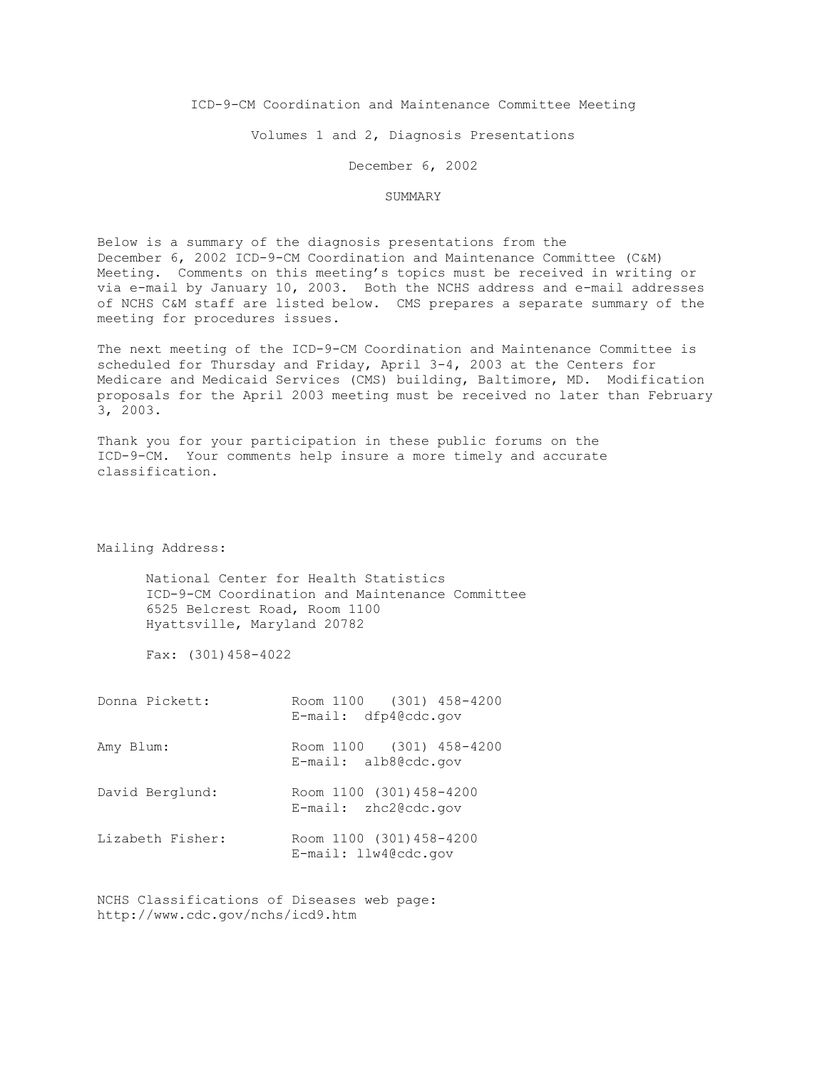# ICD-9-CM Coordination and Maintenance Committee Meeting

## Volumes 1 and 2, Diagnosis Presentations

### December 6, 2002

### SUMMARY

Below is a summary of the diagnosis presentations from the December 6, 2002 ICD-9-CM Coordination and Maintenance Committee (C&M) Meeting. Comments on this meeting's topics must be received in writing or via e-mail by January 10, 2003. Both the NCHS address and e-mail addresses of NCHS C&M staff are listed below. CMS prepares a separate summary of the meeting for procedures issues.

The next meeting of the ICD-9-CM Coordination and Maintenance Committee is scheduled for Thursday and Friday, April 3-4, 2003 at the Centers for Medicare and Medicaid Services (CMS) building, Baltimore, MD. Modification proposals for the April 2003 meeting must be received no later than February 3, 2003.

Thank you for your participation in these public forums on the ICD-9-CM. Your comments help insure a more timely and accurate classification.

Mailing Address:

National Center for Health Statistics  
ICD-9-CM Coordination and Maintenance Committee  
6525 Belcrest Road, Room 1100  
Hyattsville, Maryland 20782

Fax: (301)458-4022

| | |
|---|---|
| Donna Pickett: | Room 1100 (301) 458-4200<br>E-mail: dfp4@cdc.gov |
| Amy Blum: | Room 1100 (301) 458-4200<br>E-mail: alb8@cdc.gov |
| David Berglund: | Room 1100 (301)458-4200<br>E-mail: zhc2@cdc.gov |
| Lizabeth Fisher: | Room 1100 (301)458-4200<br>E-mail: llw4@cdc.gov |

NCHS Classifications of Diseases web page:  
http://www.cdc.gov/nchs/icd9.htm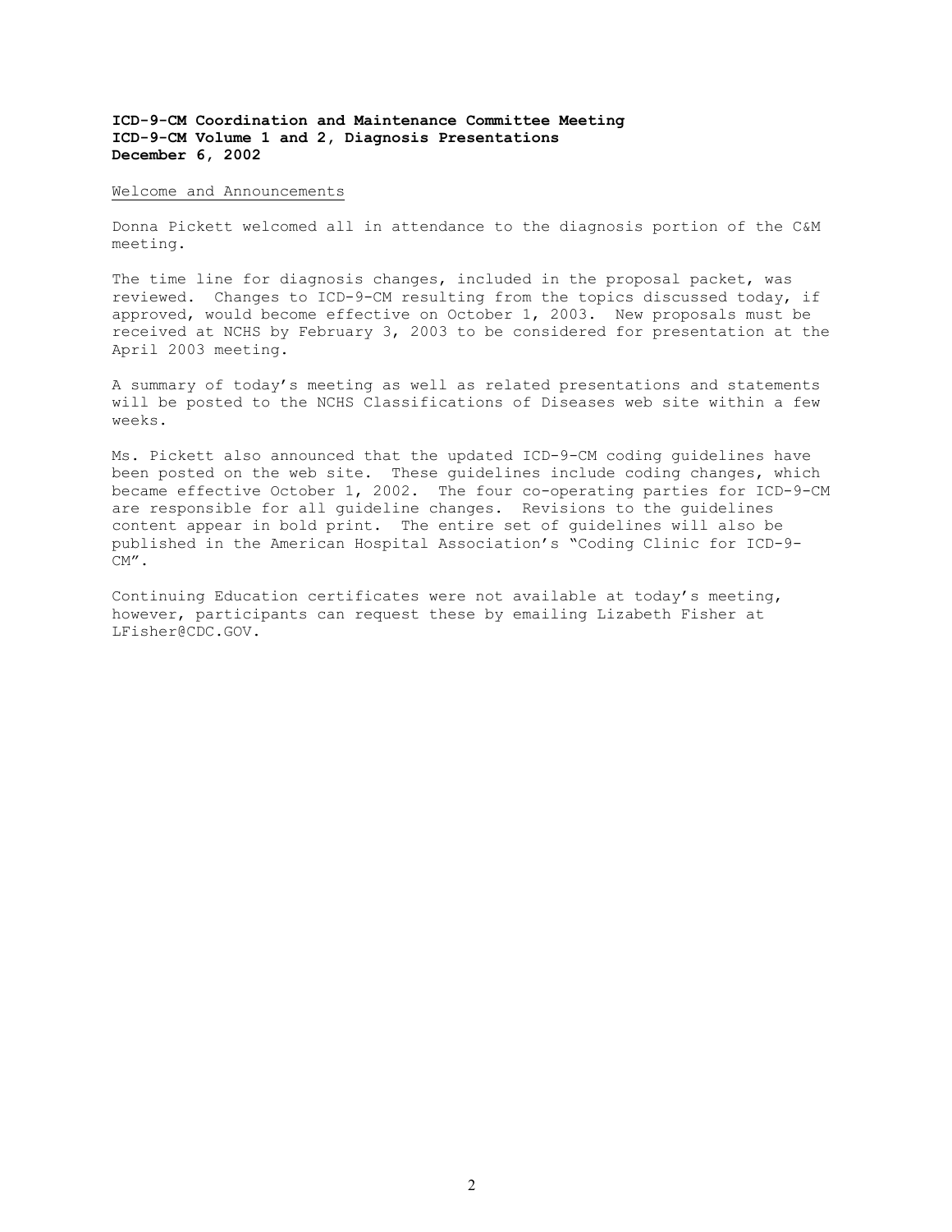**ICD-9-CM Coordination and Maintenance Committee Meeting**
**ICD-9-CM Volume 1 and 2, Diagnosis Presentations**
**December 6, 2002**

Welcome and Announcements

Donna Pickett welcomed all in attendance to the diagnosis portion of the C&M meeting.

The time line for diagnosis changes, included in the proposal packet, was reviewed. Changes to ICD-9-CM resulting from the topics discussed today, if approved, would become effective on October 1, 2003. New proposals must be received at NCHS by February 3, 2003 to be considered for presentation at the April 2003 meeting.

A summary of today's meeting as well as related presentations and statements will be posted to the NCHS Classifications of Diseases web site within a few weeks.

Ms. Pickett also announced that the updated ICD-9-CM coding guidelines have been posted on the web site. These guidelines include coding changes, which became effective October 1, 2002. The four co-operating parties for ICD-9-CM are responsible for all guideline changes. Revisions to the guidelines content appear in bold print. The entire set of guidelines will also be published in the American Hospital Association's "Coding Clinic for ICD-9-CM".

Continuing Education certificates were not available at today's meeting, however, participants can request these by emailing Lizabeth Fisher at LFisher@CDC.GOV.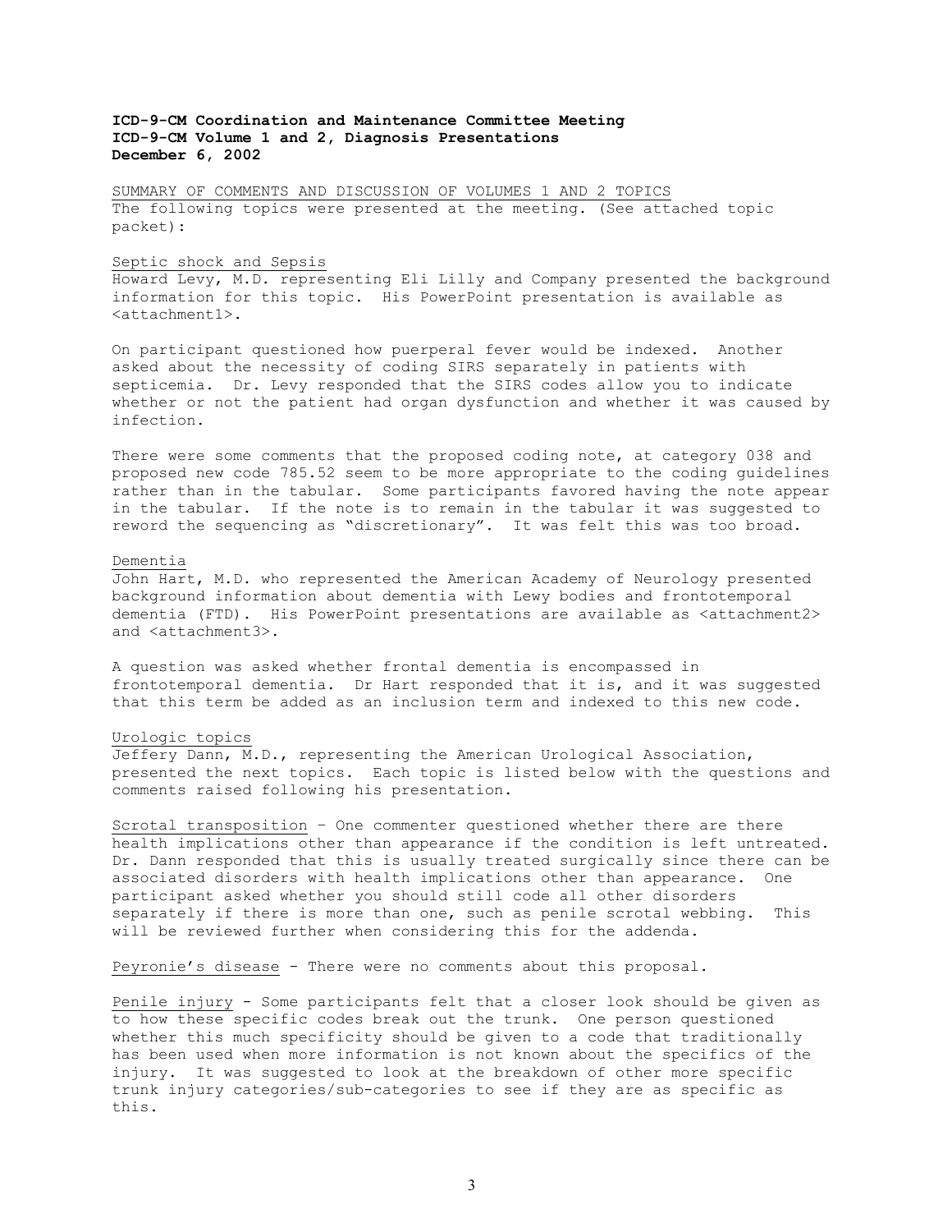**ICD-9-CM Coordination and Maintenance Committee Meeting**
**ICD-9-CM Volume 1 and 2, Diagnosis Presentations**
**December 6, 2002**

SUMMARY OF COMMENTS AND DISCUSSION OF VOLUMES 1 AND 2 TOPICS
The following topics were presented at the meeting. (See attached topic packet):

Septic shock and Sepsis
Howard Levy, M.D. representing Eli Lilly and Company presented the background information for this topic. His PowerPoint presentation is available as <attachment1>.

On participant questioned how puerperal fever would be indexed. Another asked about the necessity of coding SIRS separately in patients with septicemia. Dr. Levy responded that the SIRS codes allow you to indicate whether or not the patient had organ dysfunction and whether it was caused by infection.

There were some comments that the proposed coding note, at category 038 and proposed new code 785.52 seem to be more appropriate to the coding guidelines rather than in the tabular. Some participants favored having the note appear in the tabular. If the note is to remain in the tabular it was suggested to reword the sequencing as "discretionary". It was felt this was too broad.

Dementia
John Hart, M.D. who represented the American Academy of Neurology presented background information about dementia with Lewy bodies and frontotemporal dementia (FTD). His PowerPoint presentations are available as <attachment2> and <attachment3>.

A question was asked whether frontal dementia is encompassed in frontotemporal dementia. Dr Hart responded that it is, and it was suggested that this term be added as an inclusion term and indexed to this new code.

Urologic topics
Jeffery Dann, M.D., representing the American Urological Association, presented the next topics. Each topic is listed below with the questions and comments raised following his presentation.

Scrotal transposition – One commenter questioned whether there are there health implications other than appearance if the condition is left untreated. Dr. Dann responded that this is usually treated surgically since there can be associated disorders with health implications other than appearance. One participant asked whether you should still code all other disorders separately if there is more than one, such as penile scrotal webbing. This will be reviewed further when considering this for the addenda.

Peyronie's disease - There were no comments about this proposal.

Penile injury - Some participants felt that a closer look should be given as to how these specific codes break out the trunk. One person questioned whether this much specificity should be given to a code that traditionally has been used when more information is not known about the specifics of the injury. It was suggested to look at the breakdown of other more specific trunk injury categories/sub-categories to see if they are as specific as this.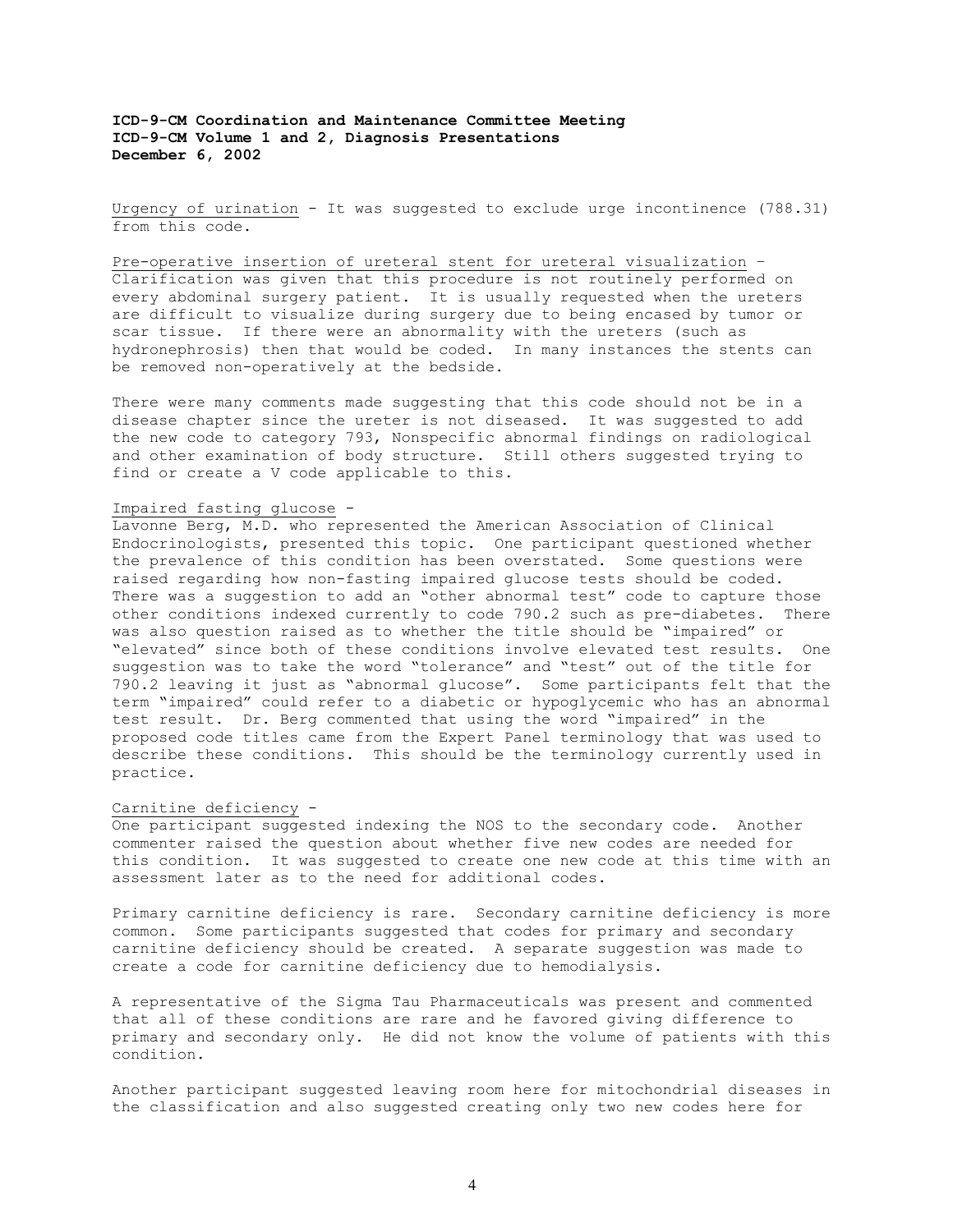**ICD-9-CM Coordination and Maintenance Committee Meeting**
**ICD-9-CM Volume 1 and 2, Diagnosis Presentations**
**December 6, 2002**

Urgency of urination - It was suggested to exclude urge incontinence (788.31) from this code.

Pre-operative insertion of ureteral stent for ureteral visualization – Clarification was given that this procedure is not routinely performed on every abdominal surgery patient. It is usually requested when the ureters are difficult to visualize during surgery due to being encased by tumor or scar tissue. If there were an abnormality with the ureters (such as hydronephrosis) then that would be coded. In many instances the stents can be removed non-operatively at the bedside.

There were many comments made suggesting that this code should not be in a disease chapter since the ureter is not diseased. It was suggested to add the new code to category 793, Nonspecific abnormal findings on radiological and other examination of body structure. Still others suggested trying to find or create a V code applicable to this.

Impaired fasting glucose -
Lavonne Berg, M.D. who represented the American Association of Clinical Endocrinologists, presented this topic. One participant questioned whether the prevalence of this condition has been overstated. Some questions were raised regarding how non-fasting impaired glucose tests should be coded. There was a suggestion to add an "other abnormal test" code to capture those other conditions indexed currently to code 790.2 such as pre-diabetes. There was also question raised as to whether the title should be "impaired" or "elevated" since both of these conditions involve elevated test results. One suggestion was to take the word "tolerance" and "test" out of the title for 790.2 leaving it just as "abnormal glucose". Some participants felt that the term "impaired" could refer to a diabetic or hypoglycemic who has an abnormal test result. Dr. Berg commented that using the word "impaired" in the proposed code titles came from the Expert Panel terminology that was used to describe these conditions. This should be the terminology currently used in practice.

Carnitine deficiency -
One participant suggested indexing the NOS to the secondary code. Another commenter raised the question about whether five new codes are needed for this condition. It was suggested to create one new code at this time with an assessment later as to the need for additional codes.

Primary carnitine deficiency is rare. Secondary carnitine deficiency is more common. Some participants suggested that codes for primary and secondary carnitine deficiency should be created. A separate suggestion was made to create a code for carnitine deficiency due to hemodialysis.

A representative of the Sigma Tau Pharmaceuticals was present and commented that all of these conditions are rare and he favored giving difference to primary and secondary only. He did not know the volume of patients with this condition.

Another participant suggested leaving room here for mitochondrial diseases in the classification and also suggested creating only two new codes here for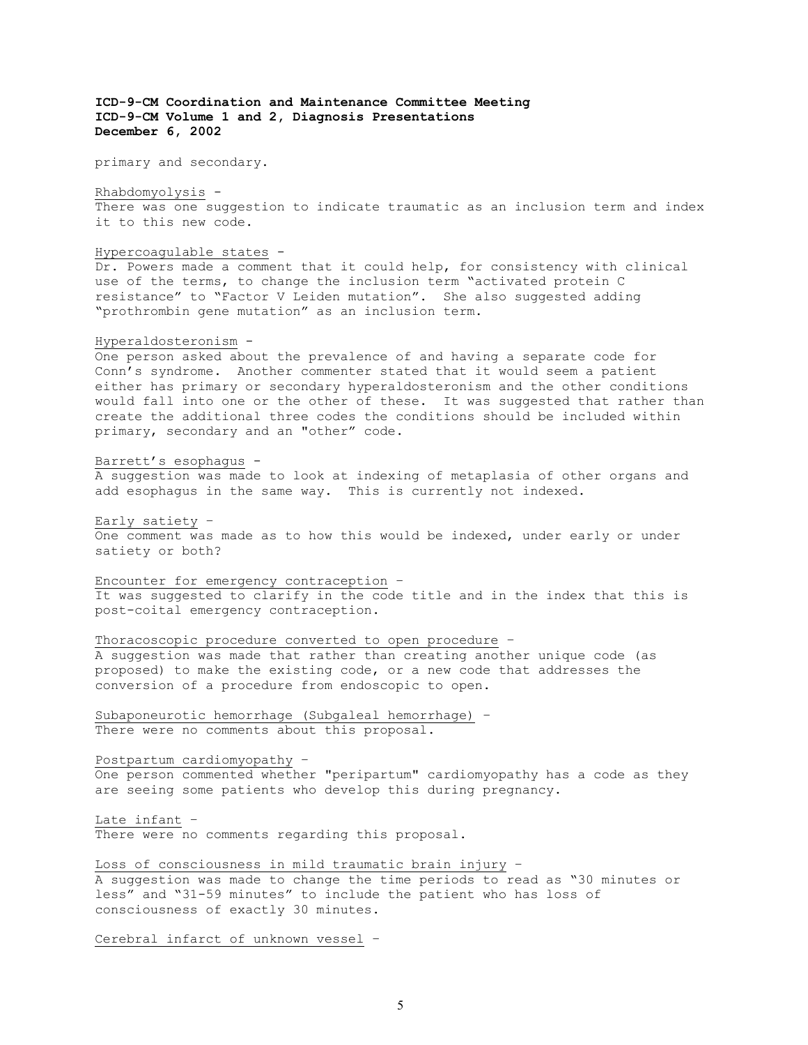primary and secondary.

Rhabdomyolysis -
There was one suggestion to indicate traumatic as an inclusion term and index it to this new code.

Hypercoagulable states -
Dr. Powers made a comment that it could help, for consistency with clinical use of the terms, to change the inclusion term "activated protein C resistance" to "Factor V Leiden mutation". She also suggested adding "prothrombin gene mutation" as an inclusion term.

Hyperaldosteronism -
One person asked about the prevalence of and having a separate code for Conn's syndrome. Another commenter stated that it would seem a patient either has primary or secondary hyperaldosteronism and the other conditions would fall into one or the other of these. It was suggested that rather than create the additional three codes the conditions should be included within primary, secondary and an "other" code.

Barrett's esophagus -
A suggestion was made to look at indexing of metaplasia of other organs and add esophagus in the same way. This is currently not indexed.

Early satiety –
One comment was made as to how this would be indexed, under early or under satiety or both?

Encounter for emergency contraception –
It was suggested to clarify in the code title and in the index that this is post-coital emergency contraception.

Thoracoscopic procedure converted to open procedure –
A suggestion was made that rather than creating another unique code (as proposed) to make the existing code, or a new code that addresses the conversion of a procedure from endoscopic to open.

Subaponeurotic hemorrhage (Subgaleal hemorrhage) –
There were no comments about this proposal.

Postpartum cardiomyopathy –
One person commented whether "peripartum" cardiomyopathy has a code as they are seeing some patients who develop this during pregnancy.

Late infant –
There were no comments regarding this proposal.

Loss of consciousness in mild traumatic brain injury –
A suggestion was made to change the time periods to read as "30 minutes or less" and "31-59 minutes" to include the patient who has loss of consciousness of exactly 30 minutes.

Cerebral infarct of unknown vessel –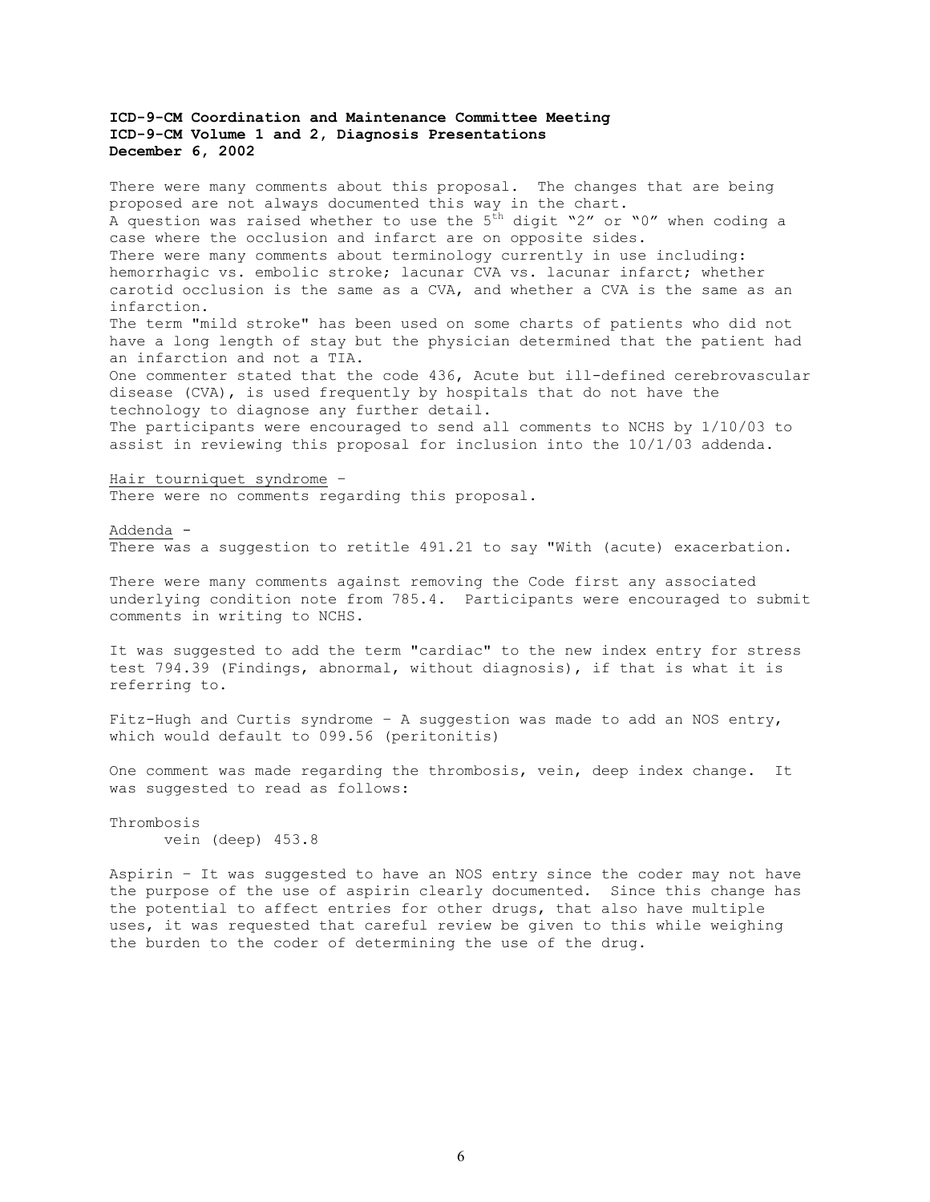**ICD-9-CM Coordination and Maintenance Committee Meeting**
**ICD-9-CM Volume 1 and 2, Diagnosis Presentations**
**December 6, 2002**

There were many comments about this proposal. The changes that are being proposed are not always documented this way in the chart.
A question was raised whether to use the 5th digit "2" or "0" when coding a case where the occlusion and infarct are on opposite sides.
There were many comments about terminology currently in use including: hemorrhagic vs. embolic stroke; lacunar CVA vs. lacunar infarct; whether carotid occlusion is the same as a CVA, and whether a CVA is the same as an infarction.
The term "mild stroke" has been used on some charts of patients who did not have a long length of stay but the physician determined that the patient had an infarction and not a TIA.
One commenter stated that the code 436, Acute but ill-defined cerebrovascular disease (CVA), is used frequently by hospitals that do not have the technology to diagnose any further detail.
The participants were encouraged to send all comments to NCHS by 1/10/03 to assist in reviewing this proposal for inclusion into the 10/1/03 addenda.

<u>Hair tourniquet syndrome</u> –
There were no comments regarding this proposal.

<u>Addenda</u> -
There was a suggestion to retitle 491.21 to say "With (acute) exacerbation.

There were many comments against removing the Code first any associated underlying condition note from 785.4. Participants were encouraged to submit comments in writing to NCHS.

It was suggested to add the term "cardiac" to the new index entry for stress test 794.39 (Findings, abnormal, without diagnosis), if that is what it is referring to.

Fitz-Hugh and Curtis syndrome – A suggestion was made to add an NOS entry, which would default to 099.56 (peritonitis)

One comment was made regarding the thrombosis, vein, deep index change. It was suggested to read as follows:

Thrombosis
    vein (deep) 453.8

Aspirin – It was suggested to have an NOS entry since the coder may not have the purpose of the use of aspirin clearly documented. Since this change has the potential to affect entries for other drugs, that also have multiple uses, it was requested that careful review be given to this while weighing the burden to the coder of determining the use of the drug.